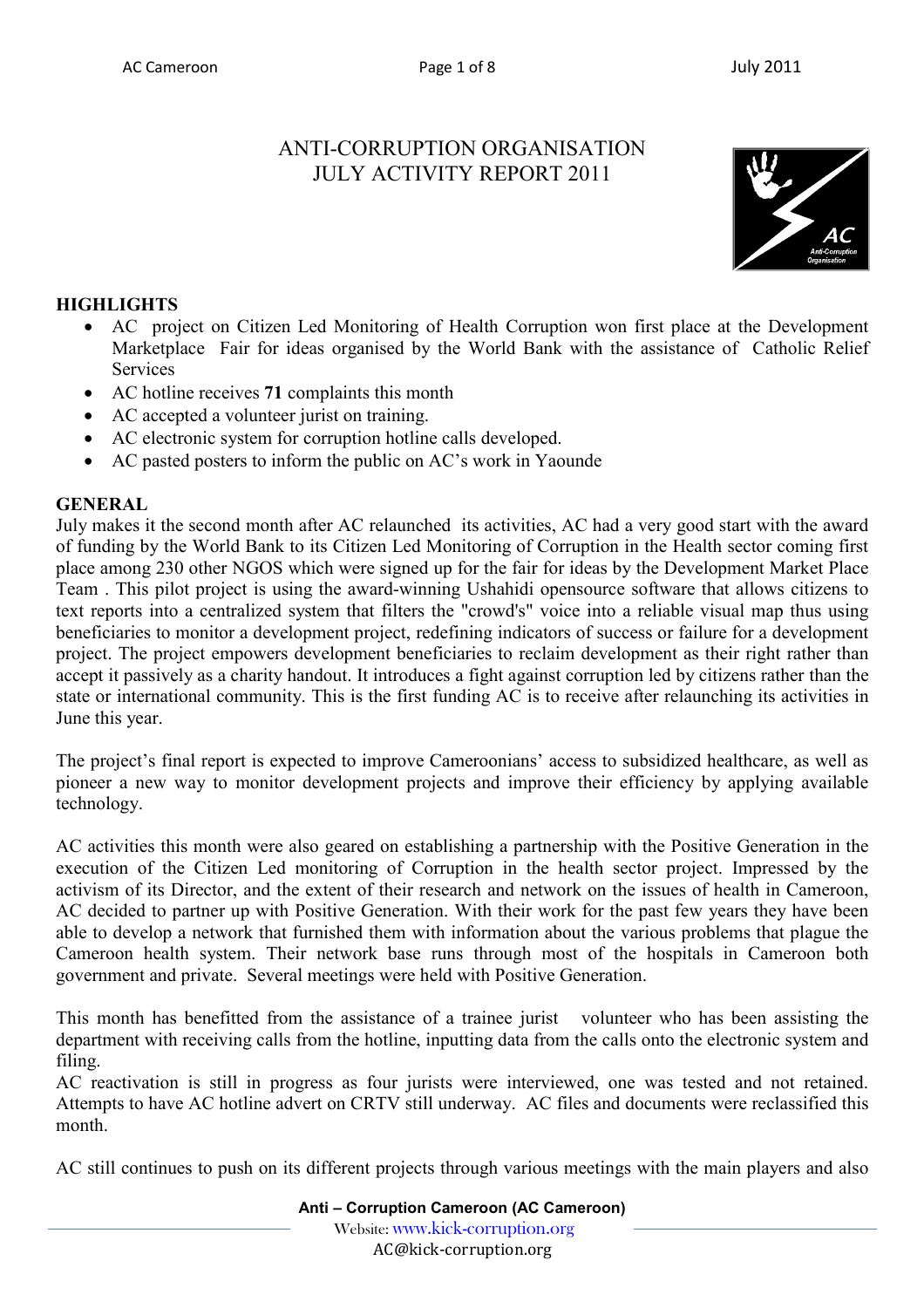# ANTI-CORRUPTION ORGANISATION
# JULY ACTIVITY REPORT 2011

## HIGHLIGHTS

- AC project on Citizen Led Monitoring of Health Corruption won first place at the Development Marketplace Fair for ideas organised by the World Bank with the assistance of Catholic Relief Services
- AC hotline receives **71** complaints this month
- AC accepted a volunteer jurist on training.
- AC electronic system for corruption hotline calls developed.
- AC pasted posters to inform the public on AC's work in Yaounde

## GENERAL

July makes it the second month after AC relaunched its activities, AC had a very good start with the award of funding by the World Bank to its Citizen Led Monitoring of Corruption in the Health sector coming first place among 230 other NGOS which were signed up for the fair for ideas by the Development Market Place Team . This pilot project is using the award-winning Ushahidi opensource software that allows citizens to text reports into a centralized system that filters the "crowd's" voice into a reliable visual map thus using beneficiaries to monitor a development project, redefining indicators of success or failure for a development project. The project empowers development beneficiaries to reclaim development as their right rather than accept it passively as a charity handout. It introduces a fight against corruption led by citizens rather than the state or international community. This is the first funding AC is to receive after relaunching its activities in June this year.

The project's final report is expected to improve Cameroonians' access to subsidized healthcare, as well as pioneer a new way to monitor development projects and improve their efficiency by applying available technology.

AC activities this month were also geared on establishing a partnership with the Positive Generation in the execution of the Citizen Led monitoring of Corruption in the health sector project. Impressed by the activism of its Director, and the extent of their research and network on the issues of health in Cameroon, AC decided to partner up with Positive Generation. With their work for the past few years they have been able to develop a network that furnished them with information about the various problems that plague the Cameroon health system. Their network base runs through most of the hospitals in Cameroon both government and private. Several meetings were held with Positive Generation.

This month has benefitted from the assistance of a trainee jurist volunteer who has been assisting the department with receiving calls from the hotline, inputting data from the calls onto the electronic system and filing.
AC reactivation is still in progress as four jurists were interviewed, one was tested and not retained. Attempts to have AC hotline advert on CRTV still underway. AC files and documents were reclassified this month.

AC still continues to push on its different projects through various meetings with the main players and also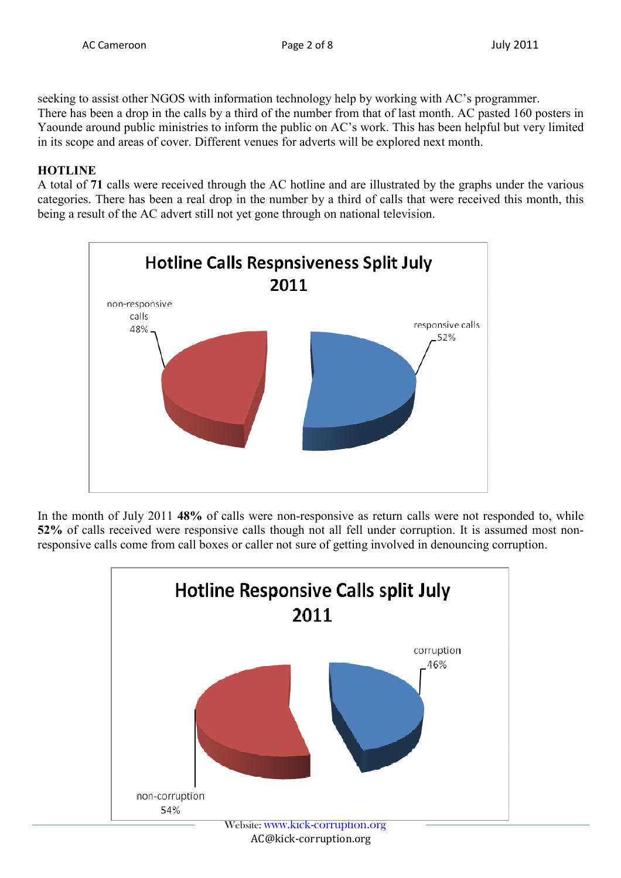seeking to assist other NGOS with information technology help by working with AC's programmer.
There has been a drop in the calls by a third of the number from that of last month. AC pasted 160 posters in Yaounde around public ministries to inform the public on AC's work. This has been helpful but very limited in its scope and areas of cover. Different venues for adverts will be explored next month.

**HOTLINE**

A total of **71** calls were received through the AC hotline and are illustrated by the graphs under the various categories. There has been a real drop in the number by a third of calls that were received this month, this being a result of the AC advert still not yet gone through on national television.

**Hotline Calls Respnsiveness Split July 2011**

| Category | Percentage |
| --- | --- |
| non-responsive calls | 48% |
| responsive calls | 52% |

In the month of July 2011 **48%** of calls were non-responsive as return calls were not responded to, while **52%** of calls received were responsive calls though not all fell under corruption. It is assumed most non-responsive calls come from call boxes or caller not sure of getting involved in denouncing corruption.

**Hotline Responsive Calls split July 2011**

| Category | Percentage |
| --- | --- |
| corruption | 46% |
| non-corruption | 54% |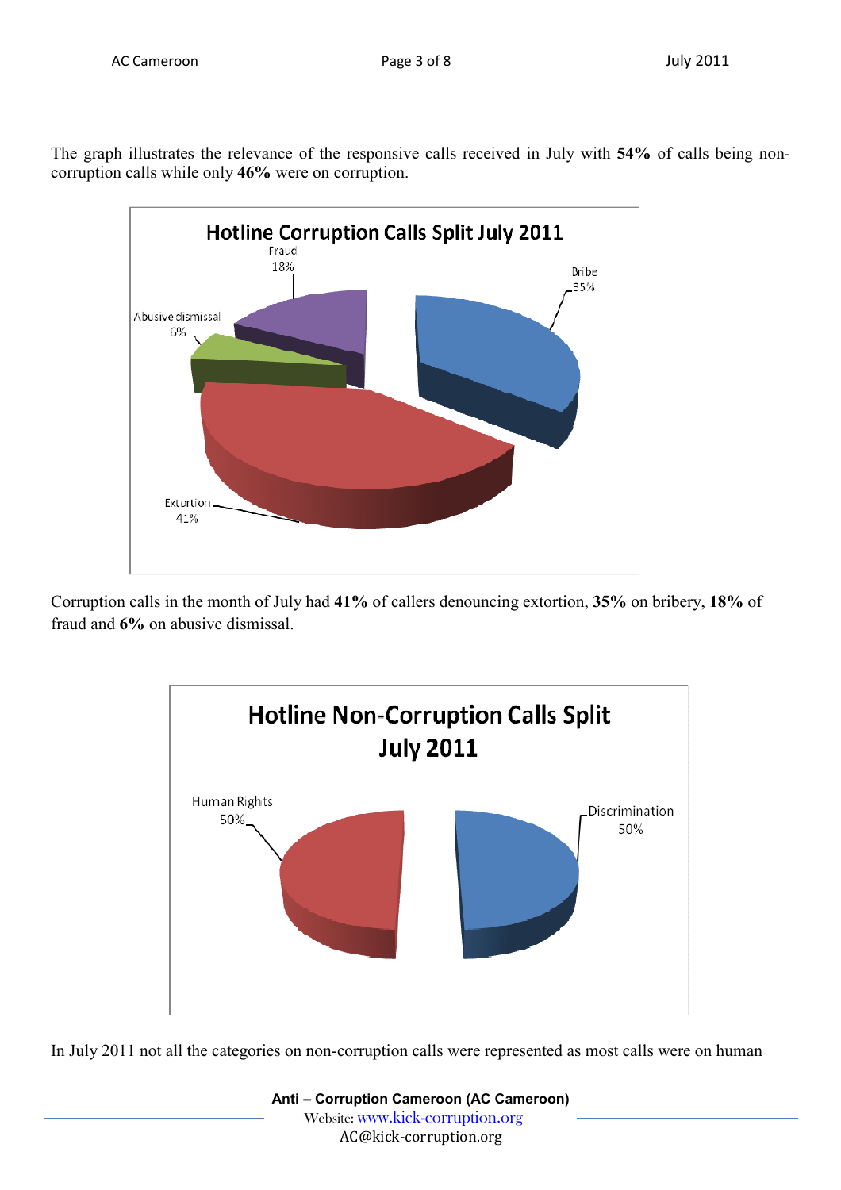The graph illustrates the relevance of the responsive calls received in July with **54%** of calls being non-corruption calls while only **46%** were on corruption.

**Hotline Corruption Calls Split July 2011**

Fraud 18%

Bribe 35%

Abusive dismissal 6%

Extortion 41%

Corruption calls in the month of July had **41%** of callers denouncing extortion, **35%** on bribery, **18%** of fraud and **6%** on abusive dismissal.

**Hotline Non-Corruption Calls Split July 2011**

Human Rights 50%

Discrimination 50%

In July 2011 not all the categories on non-corruption calls were represented as most calls were on human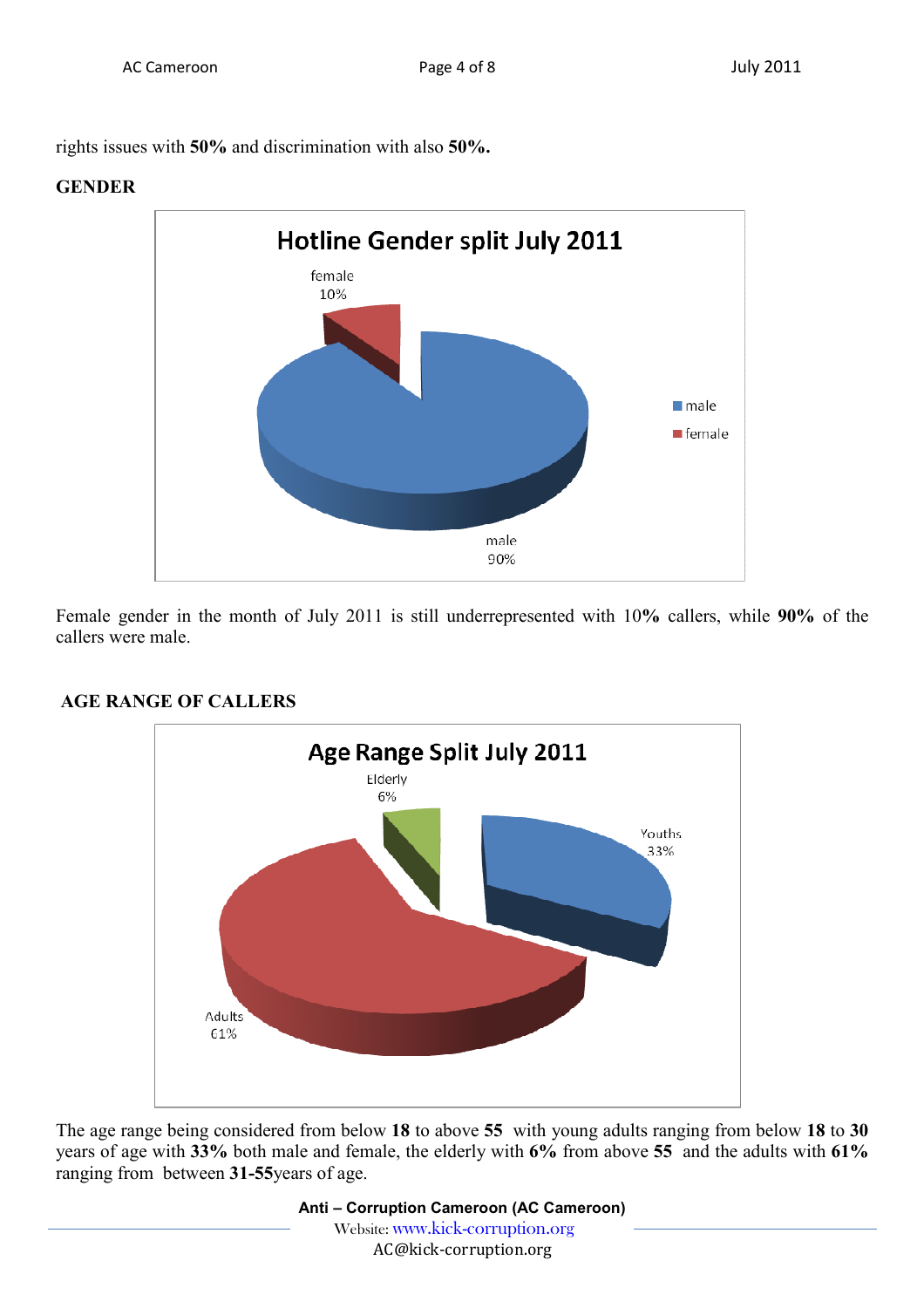rights issues with **50%** and discrimination with also **50%.**

**GENDER**

Female gender in the month of July 2011 is still underrepresented with 10**%** callers, while **90%** of the callers were male.

**AGE RANGE OF CALLERS**

The age range being considered from below **18** to above **55** with young adults ranging from below **18** to **30** years of age with **33%** both male and female, the elderly with **6%** from above **55** and the adults with **61%** ranging from between **31-55**years of age.

**Anti – Corruption Cameroon (AC Cameroon)**
Website: www.kick-corruption.org
AC@kick-corruption.org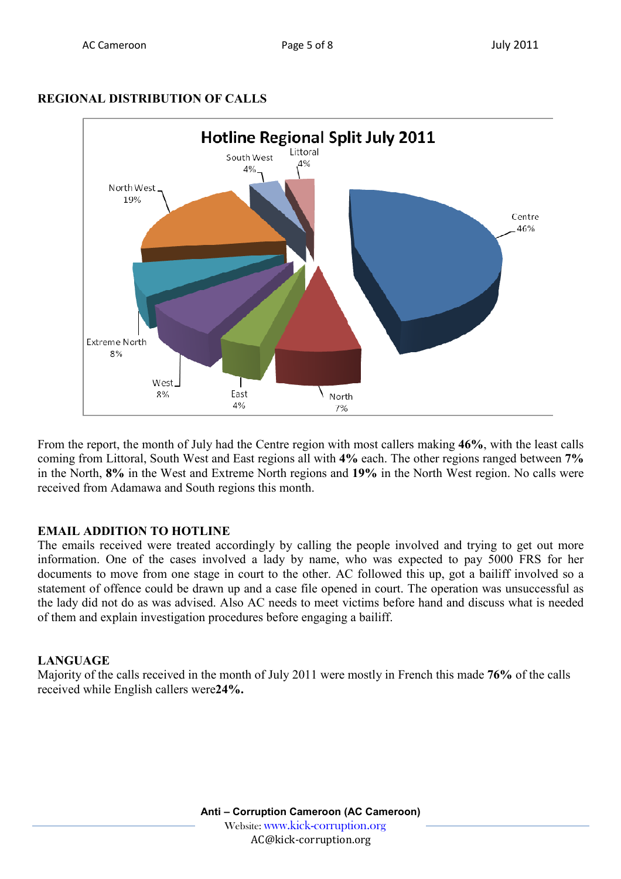## REGIONAL DISTRIBUTION OF CALLS

From the report, the month of July had the Centre region with most callers making **46%**, with the least calls coming from Littoral, South West and East regions all with **4%** each. The other regions ranged between **7%** in the North, **8%** in the West and Extreme North regions and **19%** in the North West region. No calls were received from Adamawa and South regions this month.

## EMAIL ADDITION TO HOTLINE

The emails received were treated accordingly by calling the people involved and trying to get out more information. One of the cases involved a lady by name, who was expected to pay 5000 FRS for her documents to move from one stage in court to the other. AC followed this up, got a bailiff involved so a statement of offence could be drawn up and a case file opened in court. The operation was unsuccessful as the lady did not do as was advised. Also AC needs to meet victims before hand and discuss what is needed of them and explain investigation procedures before engaging a bailiff.

## LANGUAGE

Majority of the calls received in the month of July 2011 were mostly in French this made **76%** of the calls received while English callers were**24%.**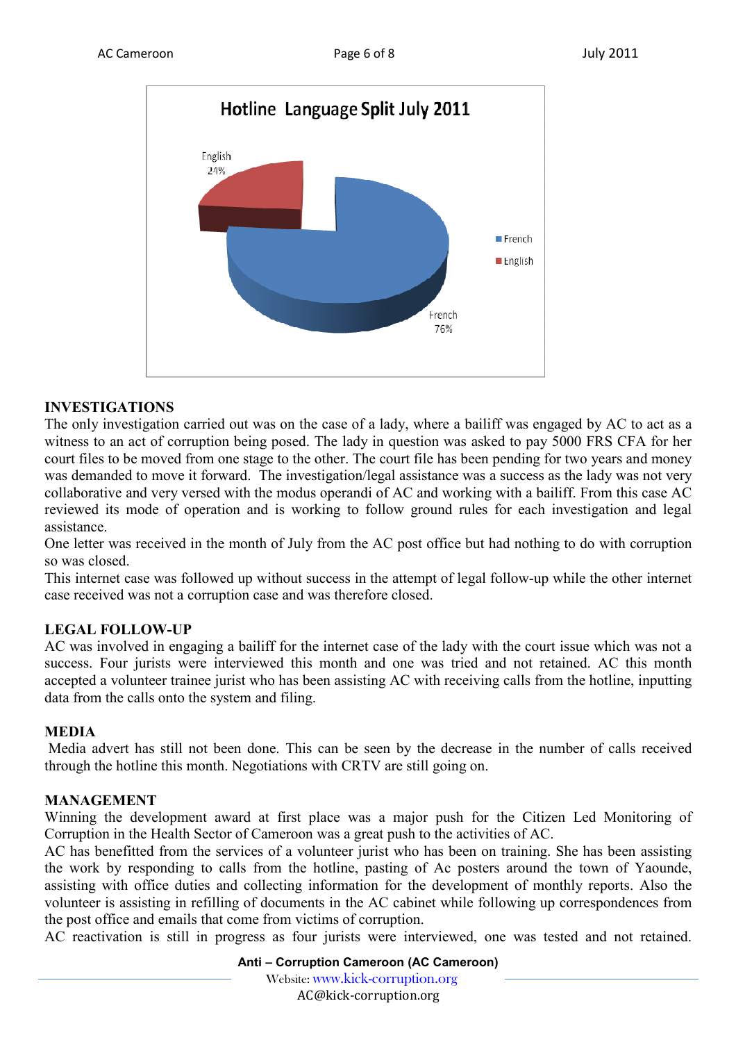**Hotline Language Split July 2011**

| Language | Share |
| --- | --- |
| French | 76% |
| English | 24% |

## INVESTIGATIONS

The only investigation carried out was on the case of a lady, where a bailiff was engaged by AC to act as a witness to an act of corruption being posed. The lady in question was asked to pay 5000 FRS CFA for her court files to be moved from one stage to the other. The court file has been pending for two years and money was demanded to move it forward. The investigation/legal assistance was a success as the lady was not very collaborative and very versed with the modus operandi of AC and working with a bailiff. From this case AC reviewed its mode of operation and is working to follow ground rules for each investigation and legal assistance.

One letter was received in the month of July from the AC post office but had nothing to do with corruption so was closed.

This internet case was followed up without success in the attempt of legal follow-up while the other internet case received was not a corruption case and was therefore closed.

## LEGAL FOLLOW-UP

AC was involved in engaging a bailiff for the internet case of the lady with the court issue which was not a success. Four jurists were interviewed this month and one was tried and not retained. AC this month accepted a volunteer trainee jurist who has been assisting AC with receiving calls from the hotline, inputting data from the calls onto the system and filing.

## MEDIA

Media advert has still not been done. This can be seen by the decrease in the number of calls received through the hotline this month. Negotiations with CRTV are still going on.

## MANAGEMENT

Winning the development award at first place was a major push for the Citizen Led Monitoring of Corruption in the Health Sector of Cameroon was a great push to the activities of AC.

AC has benefitted from the services of a volunteer jurist who has been on training. She has been assisting the work by responding to calls from the hotline, pasting of Ac posters around the town of Yaounde, assisting with office duties and collecting information for the development of monthly reports. Also the volunteer is assisting in refilling of documents in the AC cabinet while following up correspondences from the post office and emails that come from victims of corruption.

AC reactivation is still in progress as four jurists were interviewed, one was tested and not retained.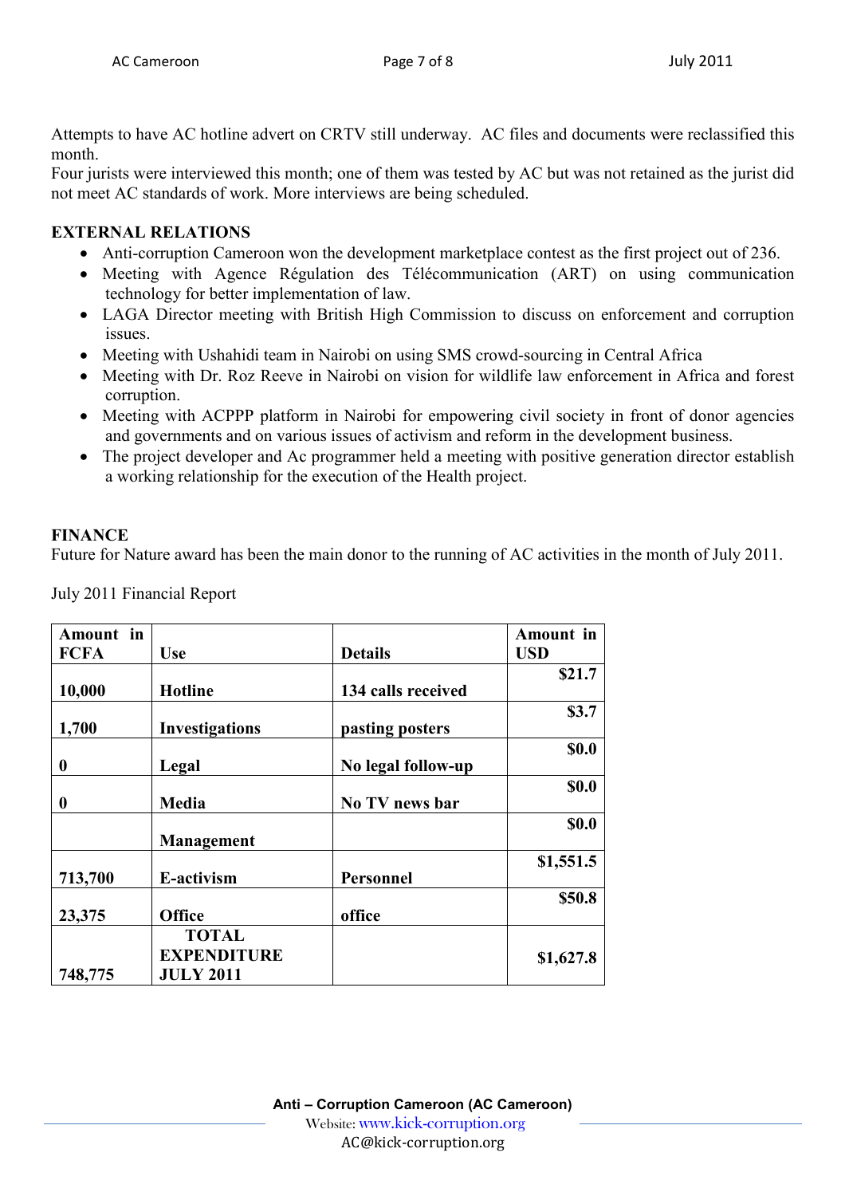Attempts to have AC hotline advert on CRTV still underway. AC files and documents were reclassified this month.
Four jurists were interviewed this month; one of them was tested by AC but was not retained as the jurist did not meet AC standards of work. More interviews are being scheduled.

## EXTERNAL RELATIONS

- Anti-corruption Cameroon won the development marketplace contest as the first project out of 236.
- Meeting with Agence Régulation des Télécommunication (ART) on using communication technology for better implementation of law.
- LAGA Director meeting with British High Commission to discuss on enforcement and corruption issues.
- Meeting with Ushahidi team in Nairobi on using SMS crowd-sourcing in Central Africa
- Meeting with Dr. Roz Reeve in Nairobi on vision for wildlife law enforcement in Africa and forest corruption.
- Meeting with ACPPP platform in Nairobi for empowering civil society in front of donor agencies and governments and on various issues of activism and reform in the development business.
- The project developer and Ac programmer held a meeting with positive generation director establish a working relationship for the execution of the Health project.

## FINANCE

Future for Nature award has been the main donor to the running of AC activities in the month of July 2011.

July 2011 Financial Report

| Amount in FCFA | Use | Details | Amount in USD |
|---|---|---|---|
| 10,000 | Hotline | 134 calls received | $21.7 |
| 1,700 | Investigations | pasting posters | $3.7 |
| 0 | Legal | No legal follow-up | $0.0 |
| 0 | Media | No TV news bar | $0.0 |
| | Management | | $0.0 |
| 713,700 | E-activism | Personnel | $1,551.5 |
| 23,375 | Office | office | $50.8 |
| 748,775 | TOTAL EXPENDITURE JULY 2011 | | $1,627.8 |

**Anti – Corruption Cameroon (AC Cameroon)**
Website: www.kick-corruption.org
AC@kick-corruption.org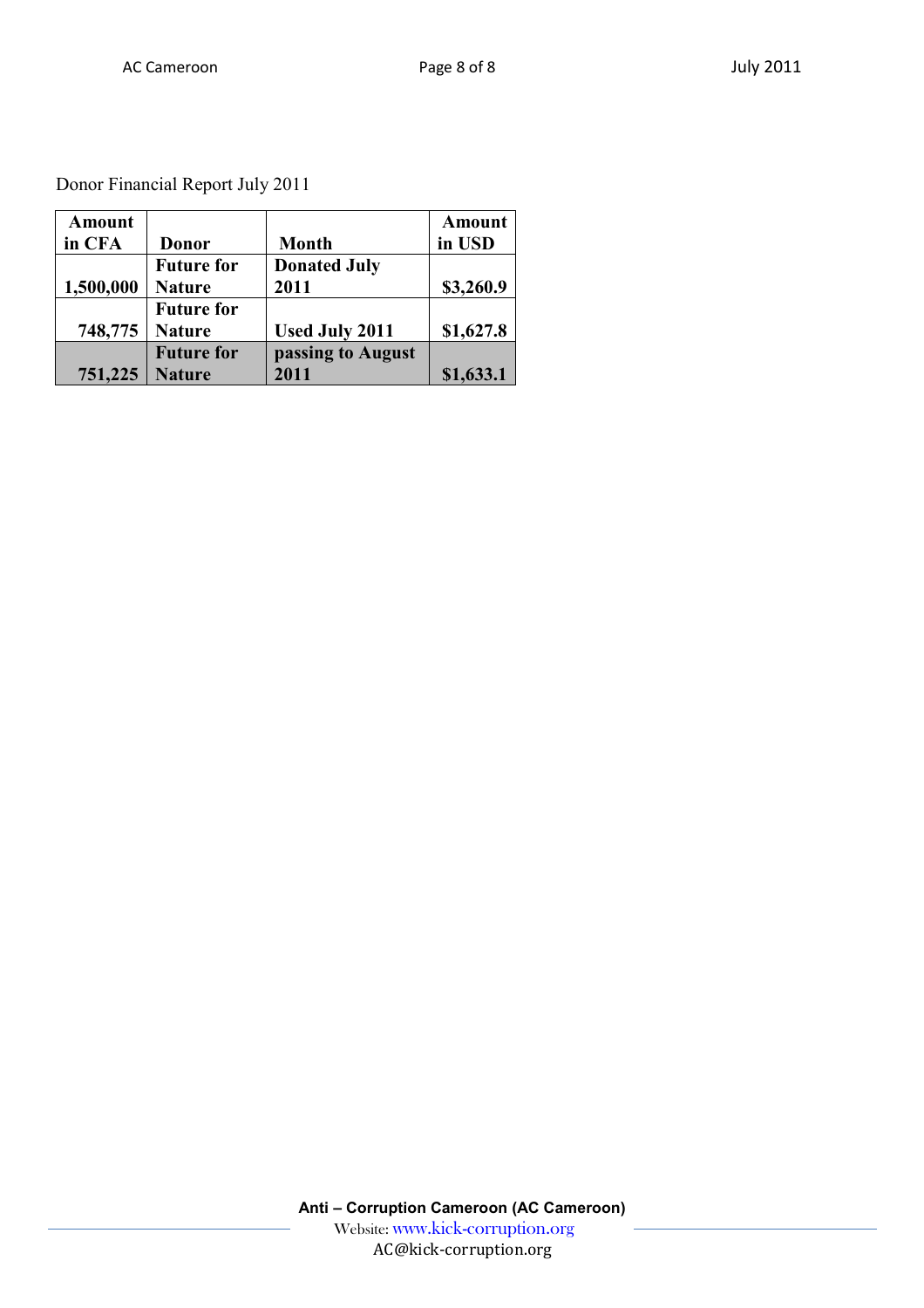Donor Financial Report July 2011

| Amount in CFA | Donor | Month | Amount in USD |
|---|---|---|---|
| 1,500,000 | Future for Nature | Donated July 2011 | $3,260.9 |
| 748,775 | Future for Nature | Used July 2011 | $1,627.8 |
| 751,225 | Future for Nature | passing to August 2011 | $1,633.1 |

**Anti – Corruption Cameroon (AC Cameroon)**
Website: www.kick-corruption.org
AC@kick-corruption.org